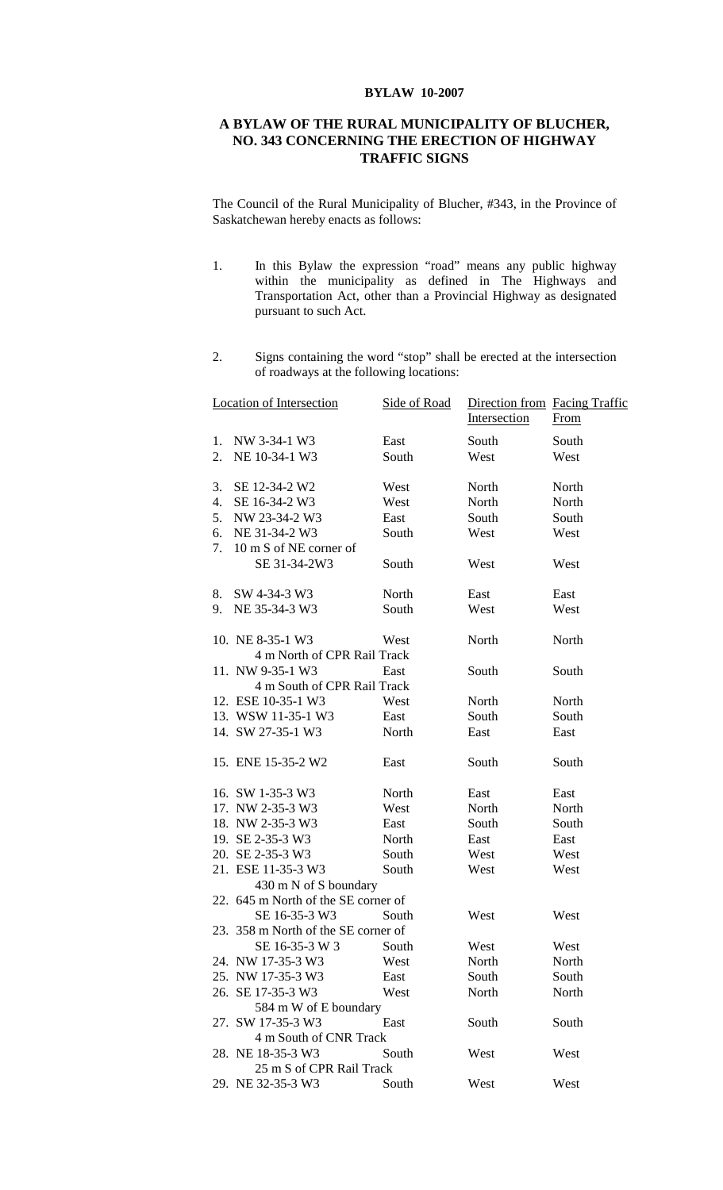**BYLAW 10-2007**

## A BYLAW OF THE RURAL MUNICIPALITY OF BLUCHER, NO. 343 CONCERNING THE ERECTION OF HIGHWAY TRAFFIC SIGNS

The Council of the Rural Municipality of Blucher, #343, in the Province of Saskatchewan hereby enacts as follows:

1. In this Bylaw the expression "road" means any public highway within the municipality as defined in The Highways and Transportation Act, other than a Provincial Highway as designated pursuant to such Act.

2. Signs containing the word "stop" shall be erected at the intersection of roadways at the following locations:

| Location of Intersection | Side of Road | Direction from Intersection | Facing Traffic From |
|---|---|---|---|
| 1. NW 3-34-1 W3 | East | South | South |
| 2. NE 10-34-1 W3 | South | West | West |
| 3. SE 12-34-2 W2 | West | North | North |
| 4. SE 16-34-2 W3 | West | North | North |
| 5. NW 23-34-2 W3 | East | South | South |
| 6. NE 31-34-2 W3 | South | West | West |
| 7. 10 m S of NE corner of SE 31-34-2W3 | South | West | West |
| 8. SW 4-34-3 W3 | North | East | East |
| 9. NE 35-34-3 W3 | South | West | West |
| 10. NE 8-35-1 W3 | West | North | North |
| 4 m North of CPR Rail Track | | | |
| 11. NW 9-35-1 W3 | East | South | South |
| 4 m South of CPR Rail Track | | | |
| 12. ESE 10-35-1 W3 | West | North | North |
| 13. WSW 11-35-1 W3 | East | South | South |
| 14. SW 27-35-1 W3 | North | East | East |
| 15. ENE 15-35-2 W2 | East | South | South |
| 16. SW 1-35-3 W3 | North | East | East |
| 17. NW 2-35-3 W3 | West | North | North |
| 18. NW 2-35-3 W3 | East | South | South |
| 19. SE 2-35-3 W3 | North | East | East |
| 20. SE 2-35-3 W3 | South | West | West |
| 21. ESE 11-35-3 W3 | South | West | West |
| 430 m N of S boundary | | | |
| 22. 645 m North of the SE corner of SE 16-35-3 W3 | South | West | West |
| 23. 358 m North of the SE corner of SE 16-35-3 W 3 | South | West | West |
| 24. NW 17-35-3 W3 | West | North | North |
| 25. NW 17-35-3 W3 | East | South | South |
| 26. SE 17-35-3 W3 | West | North | North |
| 584 m W of E boundary | | | |
| 27. SW 17-35-3 W3 | East | South | South |
| 4 m South of CNR Track | | | |
| 28. NE 18-35-3 W3 | South | West | West |
| 25 m S of CPR Rail Track | | | |
| 29. NE 32-35-3 W3 | South | West | West |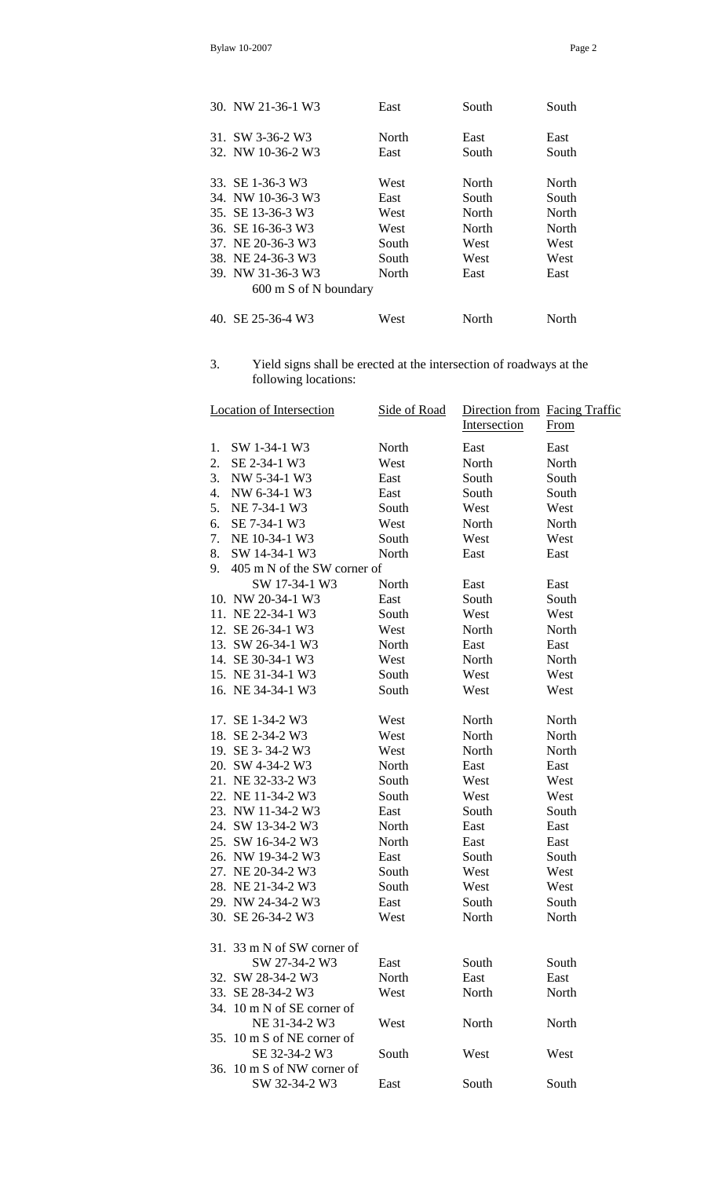| | | | |
|---|---|---|---|
| 30. NW 21-36-1 W3 | East | South | South |
| 31. SW 3-36-2 W3 | North | East | East |
| 32. NW 10-36-2 W3 | East | South | South |
| 33. SE 1-36-3 W3 | West | North | North |
| 34. NW 10-36-3 W3 | East | South | South |
| 35. SE 13-36-3 W3 | West | North | North |
| 36. SE 16-36-3 W3 | West | North | North |
| 37. NE 20-36-3 W3 | South | West | West |
| 38. NE 24-36-3 W3 | South | West | West |
| 39. NW 31-36-3 W3 600 m S of N boundary | North | East | East |
| 40. SE 25-36-4 W3 | West | North | North |

3. Yield signs shall be erected at the intersection of roadways at the following locations:

| Location of Intersection | Side of Road | Direction from Intersection | Facing Traffic From |
|---|---|---|---|
| 1. SW 1-34-1 W3 | North | East | East |
| 2. SE 2-34-1 W3 | West | North | North |
| 3. NW 5-34-1 W3 | East | South | South |
| 4. NW 6-34-1 W3 | East | South | South |
| 5. NE 7-34-1 W3 | South | West | West |
| 6. SE 7-34-1 W3 | West | North | North |
| 7. NE 10-34-1 W3 | South | West | West |
| 8. SW 14-34-1 W3 | North | East | East |
| 9. 405 m N of the SW corner of SW 17-34-1 W3 | North | East | East |
| 10. NW 20-34-1 W3 | East | South | South |
| 11. NE 22-34-1 W3 | South | West | West |
| 12. SE 26-34-1 W3 | West | North | North |
| 13. SW 26-34-1 W3 | North | East | East |
| 14. SE 30-34-1 W3 | West | North | North |
| 15. NE 31-34-1 W3 | South | West | West |
| 16. NE 34-34-1 W3 | South | West | West |
| 17. SE 1-34-2 W3 | West | North | North |
| 18. SE 2-34-2 W3 | West | North | North |
| 19. SE 3- 34-2 W3 | West | North | North |
| 20. SW 4-34-2 W3 | North | East | East |
| 21. NE 32-33-2 W3 | South | West | West |
| 22. NE 11-34-2 W3 | South | West | West |
| 23. NW 11-34-2 W3 | East | South | South |
| 24. SW 13-34-2 W3 | North | East | East |
| 25. SW 16-34-2 W3 | North | East | East |
| 26. NW 19-34-2 W3 | East | South | South |
| 27. NE 20-34-2 W3 | South | West | West |
| 28. NE 21-34-2 W3 | South | West | West |
| 29. NW 24-34-2 W3 | East | South | South |
| 30. SE 26-34-2 W3 | West | North | North |
| 31. 33 m N of SW corner of SW 27-34-2 W3 | East | South | South |
| 32. SW 28-34-2 W3 | North | East | East |
| 33. SE 28-34-2 W3 | West | North | North |
| 34. 10 m N of SE corner of NE 31-34-2 W3 | West | North | North |
| 35. 10 m S of NE corner of SE 32-34-2 W3 | South | West | West |
| 36. 10 m S of NW corner of SW 32-34-2 W3 | East | South | South |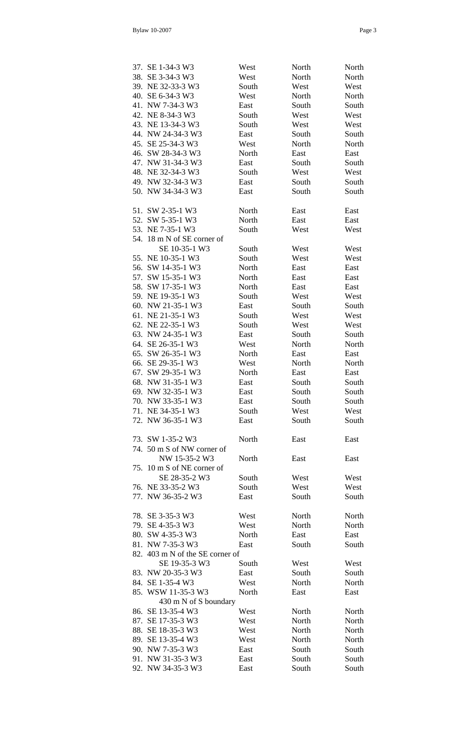| | | | |
|---|---|---|---|
| 37. SE 1-34-3 W3 | West | North | North |
| 38. SE 3-34-3 W3 | West | North | North |
| 39. NE 32-33-3 W3 | South | West | West |
| 40. SE 6-34-3 W3 | West | North | North |
| 41. NW 7-34-3 W3 | East | South | South |
| 42. NE 8-34-3 W3 | South | West | West |
| 43. NE 13-34-3 W3 | South | West | West |
| 44. NW 24-34-3 W3 | East | South | South |
| 45. SE 25-34-3 W3 | West | North | North |
| 46. SW 28-34-3 W3 | North | East | East |
| 47. NW 31-34-3 W3 | East | South | South |
| 48. NE 32-34-3 W3 | South | West | West |
| 49. NW 32-34-3 W3 | East | South | South |
| 50. NW 34-34-3 W3 | East | South | South |
| | | | |
| 51. SW 2-35-1 W3 | North | East | East |
| 52. SW 5-35-1 W3 | North | East | East |
| 53. NE 7-35-1 W3 | South | West | West |
| 54. 18 m N of SE corner of SE 10-35-1 W3 | South | West | West |
| 55. NE 10-35-1 W3 | South | West | West |
| 56. SW 14-35-1 W3 | North | East | East |
| 57. SW 15-35-1 W3 | North | East | East |
| 58. SW 17-35-1 W3 | North | East | East |
| 59. NE 19-35-1 W3 | South | West | West |
| 60. NW 21-35-1 W3 | East | South | South |
| 61. NE 21-35-1 W3 | South | West | West |
| 62. NE 22-35-1 W3 | South | West | West |
| 63. NW 24-35-1 W3 | East | South | South |
| 64. SE 26-35-1 W3 | West | North | North |
| 65. SW 26-35-1 W3 | North | East | East |
| 66. SE 29-35-1 W3 | West | North | North |
| 67. SW 29-35-1 W3 | North | East | East |
| 68. NW 31-35-1 W3 | East | South | South |
| 69. NW 32-35-1 W3 | East | South | South |
| 70. NW 33-35-1 W3 | East | South | South |
| 71. NE 34-35-1 W3 | South | West | West |
| 72. NW 36-35-1 W3 | East | South | South |
| | | | |
| 73. SW 1-35-2 W3 | North | East | East |
| 74. 50 m S of NW corner of NW 15-35-2 W3 | North | East | East |
| 75. 10 m S of NE corner of SE 28-35-2 W3 | South | West | West |
| 76. NE 33-35-2 W3 | South | West | West |
| 77. NW 36-35-2 W3 | East | South | South |
| | | | |
| 78. SE 3-35-3 W3 | West | North | North |
| 79. SE 4-35-3 W3 | West | North | North |
| 80. SW 4-35-3 W3 | North | East | East |
| 81. NW 7-35-3 W3 | East | South | South |
| 82. 403 m N of the SE corner of SE 19-35-3 W3 | South | West | West |
| 83. NW 20-35-3 W3 | East | South | South |
| 84. SE 1-35-4 W3 | West | North | North |
| 85. WSW 11-35-3 W3 430 m N of S boundary | North | East | East |
| 86. SE 13-35-4 W3 | West | North | North |
| 87. SE 17-35-3 W3 | West | North | North |
| 88. SE 18-35-3 W3 | West | North | North |
| 89. SE 13-35-4 W3 | West | North | North |
| 90. NW 7-35-3 W3 | East | South | South |
| 91. NW 31-35-3 W3 | East | South | South |
| 92. NW 34-35-3 W3 | East | South | South |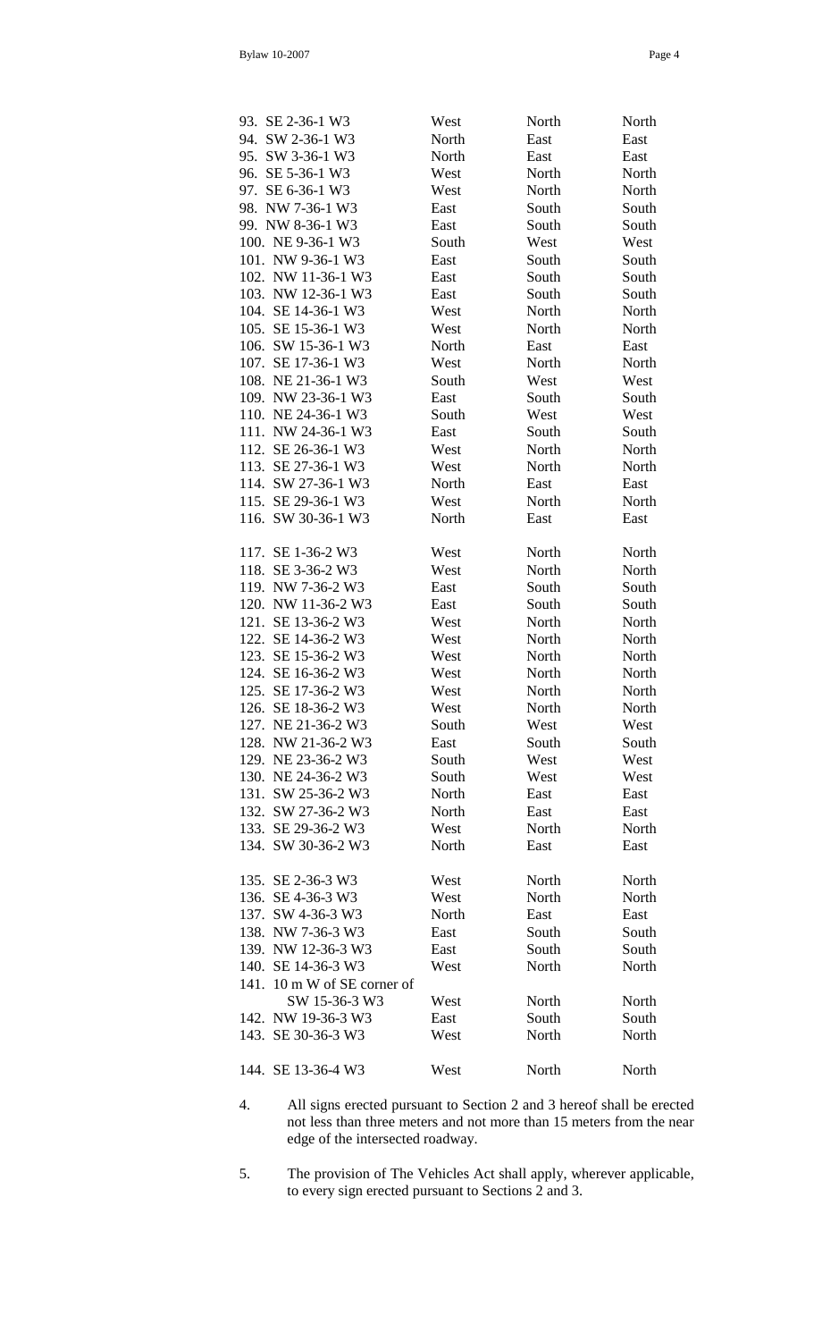| | | | |
|---|---|---|---|
| 93. SE 2-36-1 W3 | West | North | North |
| 94. SW 2-36-1 W3 | North | East | East |
| 95. SW 3-36-1 W3 | North | East | East |
| 96. SE 5-36-1 W3 | West | North | North |
| 97. SE 6-36-1 W3 | West | North | North |
| 98. NW 7-36-1 W3 | East | South | South |
| 99. NW 8-36-1 W3 | East | South | South |
| 100. NE 9-36-1 W3 | South | West | West |
| 101. NW 9-36-1 W3 | East | South | South |
| 102. NW 11-36-1 W3 | East | South | South |
| 103. NW 12-36-1 W3 | East | South | South |
| 104. SE 14-36-1 W3 | West | North | North |
| 105. SE 15-36-1 W3 | West | North | North |
| 106. SW 15-36-1 W3 | North | East | East |
| 107. SE 17-36-1 W3 | West | North | North |
| 108. NE 21-36-1 W3 | South | West | West |
| 109. NW 23-36-1 W3 | East | South | South |
| 110. NE 24-36-1 W3 | South | West | West |
| 111. NW 24-36-1 W3 | East | South | South |
| 112. SE 26-36-1 W3 | West | North | North |
| 113. SE 27-36-1 W3 | West | North | North |
| 114. SW 27-36-1 W3 | North | East | East |
| 115. SE 29-36-1 W3 | West | North | North |
| 116. SW 30-36-1 W3 | North | East | East |
| | | | |
| 117. SE 1-36-2 W3 | West | North | North |
| 118. SE 3-36-2 W3 | West | North | North |
| 119. NW 7-36-2 W3 | East | South | South |
| 120. NW 11-36-2 W3 | East | South | South |
| 121. SE 13-36-2 W3 | West | North | North |
| 122. SE 14-36-2 W3 | West | North | North |
| 123. SE 15-36-2 W3 | West | North | North |
| 124. SE 16-36-2 W3 | West | North | North |
| 125. SE 17-36-2 W3 | West | North | North |
| 126. SE 18-36-2 W3 | West | North | North |
| 127. NE 21-36-2 W3 | South | West | West |
| 128. NW 21-36-2 W3 | East | South | South |
| 129. NE 23-36-2 W3 | South | West | West |
| 130. NE 24-36-2 W3 | South | West | West |
| 131. SW 25-36-2 W3 | North | East | East |
| 132. SW 27-36-2 W3 | North | East | East |
| 133. SE 29-36-2 W3 | West | North | North |
| 134. SW 30-36-2 W3 | North | East | East |
| | | | |
| 135. SE 2-36-3 W3 | West | North | North |
| 136. SE 4-36-3 W3 | West | North | North |
| 137. SW 4-36-3 W3 | North | East | East |
| 138. NW 7-36-3 W3 | East | South | South |
| 139. NW 12-36-3 W3 | East | South | South |
| 140. SE 14-36-3 W3 | West | North | North |
| 141. 10 m W of SE corner of SW 15-36-3 W3 | West | North | North |
| 142. NW 19-36-3 W3 | East | South | South |
| 143. SE 30-36-3 W3 | West | North | North |
| | | | |
| 144. SE 13-36-4 W3 | West | North | North |

4. All signs erected pursuant to Section 2 and 3 hereof shall be erected not less than three meters and not more than 15 meters from the near edge of the intersected roadway.

5. The provision of The Vehicles Act shall apply, wherever applicable, to every sign erected pursuant to Sections 2 and 3.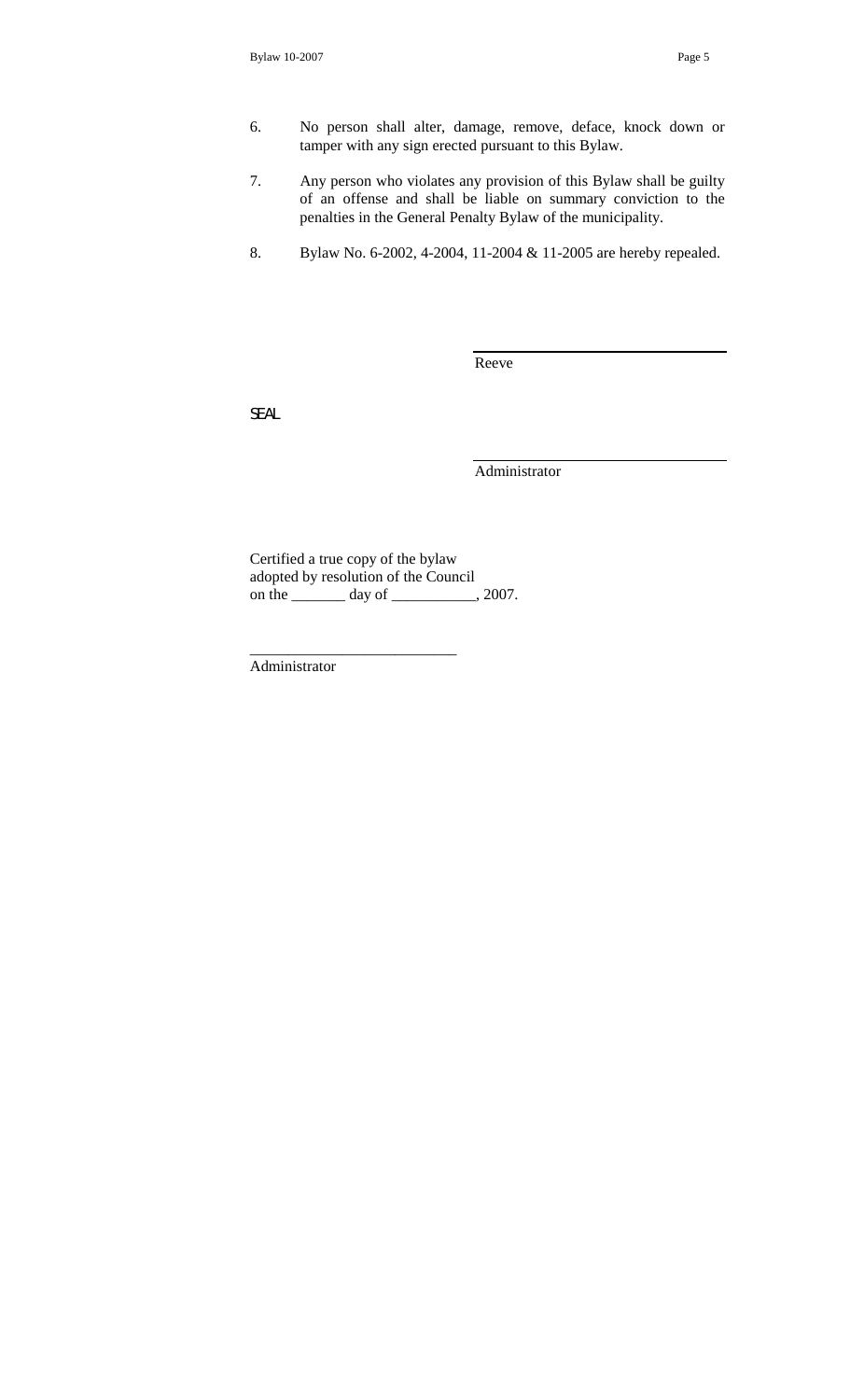6. No person shall alter, damage, remove, deface, knock down or tamper with any sign erected pursuant to this Bylaw.

7. Any person who violates any provision of this Bylaw shall be guilty of an offense and shall be liable on summary conviction to the penalties in the General Penalty Bylaw of the municipality.

8. Bylaw No. 6-2002, 4-2004, 11-2004 & 11-2005 are hereby repealed.

___________________________

Reeve

SEAL

___________________________

Administrator

Certified a true copy of the bylaw adopted by resolution of the Council on the _______ day of ___________, 2007.

___________________________

Administrator